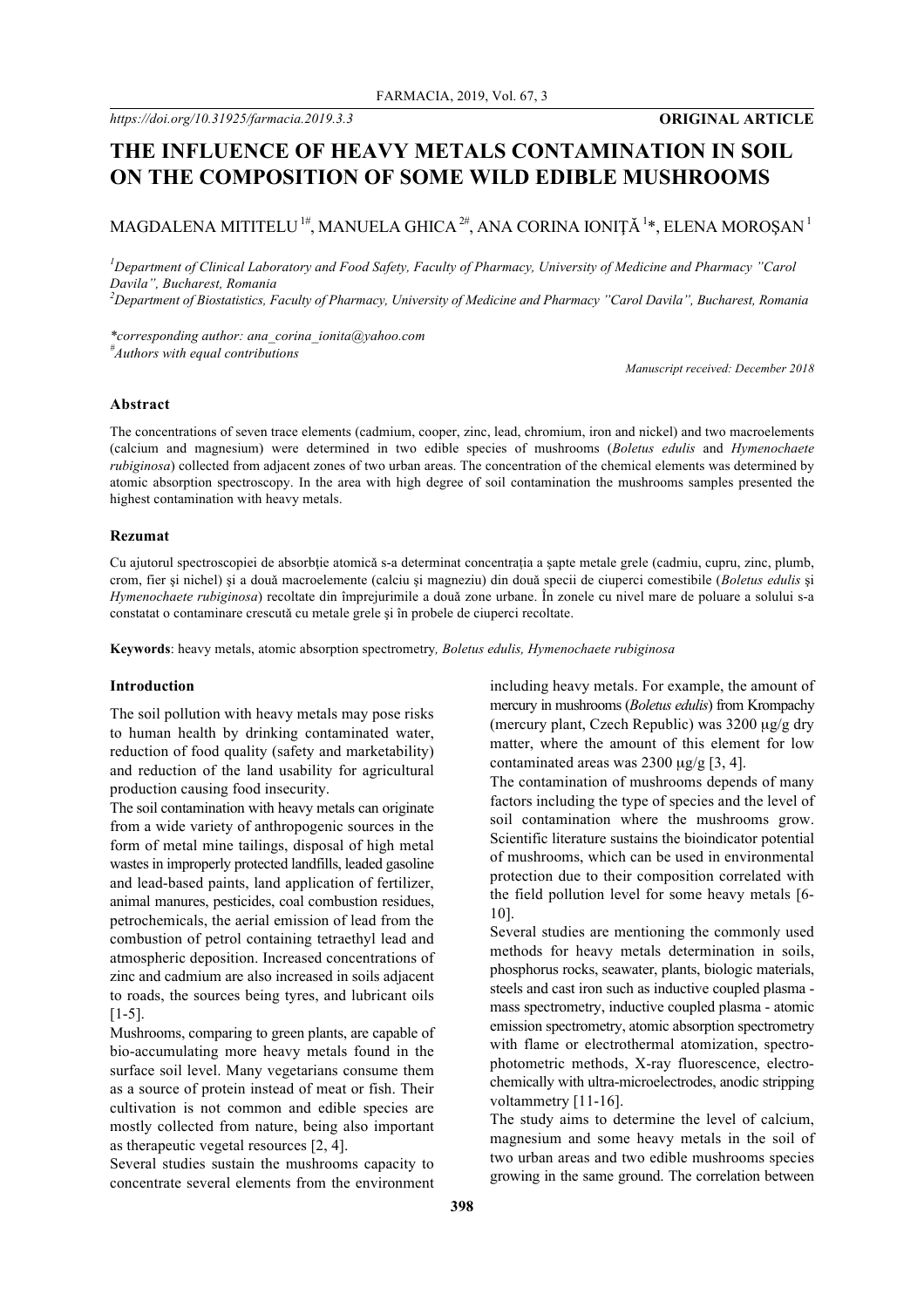https://doi.org/10.31925/farmacia.2019.3.3

**ORIGINAL ARTICLE**

# THE INFLUENCE OF HEAVY METALS CONTAMINATION IN SOIL ON THE COMPOSITION OF SOME WILD EDIBLE MUSHROOMS

MAGDALENA MITITELU [1#], MANUELA GHICA [2#], ANA CORINA IONIȚĂ [1]*, ELENA MOROȘAN [1]

[1]Department of Clinical Laboratory and Food Safety, Faculty of Pharmacy, University of Medicine and Pharmacy "Carol Davila", Bucharest, Romania

[2]Department of Biostatistics, Faculty of Pharmacy, University of Medicine and Pharmacy "Carol Davila", Bucharest, Romania

*corresponding author: ana_corina_ionita@yahoo.com

[#]Authors with equal contributions

*Manuscript received: December 2018*

## Abstract

The concentrations of seven trace elements (cadmium, cooper, zinc, lead, chromium, iron and nickel) and two macroelements (calcium and magnesium) were determined in two edible species of mushrooms (*Boletus edulis* and *Hymenochaete rubiginosa*) collected from adjacent zones of two urban areas. The concentration of the chemical elements was determined by atomic absorption spectroscopy. In the area with high degree of soil contamination the mushrooms samples presented the highest contamination with heavy metals.

## Rezumat

Cu ajutorul spectroscopiei de absorbție atomică s-a determinat concentrația a șapte metale grele (cadmiu, cupru, zinc, plumb, crom, fier și nichel) și a două macroelemente (calciu și magneziu) din două specii de ciuperci comestibile (*Boletus edulis* și *Hymenochaete rubiginosa*) recoltate din împrejurimile a două zone urbane. În zonele cu nivel mare de poluare a solului s-a constatat o contaminare crescută cu metale grele și în probele de ciuperci recoltate.

**Keywords**: heavy metals, atomic absorption spectrometry, *Boletus edulis, Hymenochaete rubiginosa*

## Introduction

The soil pollution with heavy metals may pose risks to human health by drinking contaminated water, reduction of food quality (safety and marketability) and reduction of the land usability for agricultural production causing food insecurity.

The soil contamination with heavy metals can originate from a wide variety of anthropogenic sources in the form of metal mine tailings, disposal of high metal wastes in improperly protected landfills, leaded gasoline and lead-based paints, land application of fertilizer, animal manures, pesticides, coal combustion residues, petrochemicals, the aerial emission of lead from the combustion of petrol containing tetraethyl lead and atmospheric deposition. Increased concentrations of zinc and cadmium are also increased in soils adjacent to roads, the sources being tyres, and lubricant oils [1-5].

Mushrooms, comparing to green plants, are capable of bio-accumulating more heavy metals found in the surface soil level. Many vegetarians consume them as a source of protein instead of meat or fish. Their cultivation is not common and edible species are mostly collected from nature, being also important as therapeutic vegetal resources [2, 4].

Several studies sustain the mushrooms capacity to concentrate several elements from the environment including heavy metals. For example, the amount of mercury in mushrooms (*Boletus edulis*) from Krompachy (mercury plant, Czech Republic) was 3200 μg/g dry matter, where the amount of this element for low contaminated areas was 2300 μg/g [3, 4].

The contamination of mushrooms depends of many factors including the type of species and the level of soil contamination where the mushrooms grow. Scientific literature sustains the bioindicator potential of mushrooms, which can be used in environmental protection due to their composition correlated with the field pollution level for some heavy metals [6-10].

Several studies are mentioning the commonly used methods for heavy metals determination in soils, phosphorus rocks, seawater, plants, biologic materials, steels and cast iron such as inductive coupled plasma - mass spectrometry, inductive coupled plasma - atomic emission spectrometry, atomic absorption spectrometry with flame or electrothermal atomization, spectro-photometric methods, X-ray fluorescence, electro-chemically with ultra-microelectrodes, anodic stripping voltammetry [11-16].

The study aims to determine the level of calcium, magnesium and some heavy metals in the soil of two urban areas and two edible mushrooms species growing in the same ground. The correlation between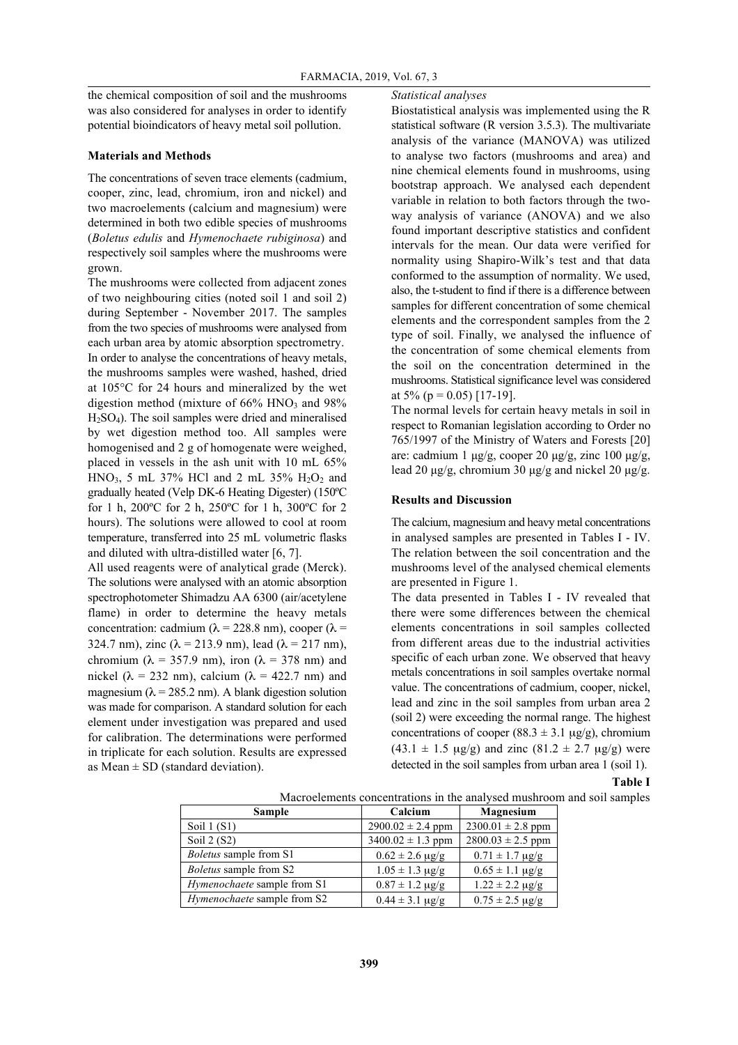the chemical composition of soil and the mushrooms was also considered for analyses in order to identify potential bioindicators of heavy metal soil pollution.

## Materials and Methods

The concentrations of seven trace elements (cadmium, cooper, zinc, lead, chromium, iron and nickel) and two macroelements (calcium and magnesium) were determined in both two edible species of mushrooms (*Boletus edulis* and *Hymenochaete rubiginosa*) and respectively soil samples where the mushrooms were grown.

The mushrooms were collected from adjacent zones of two neighbouring cities (noted soil 1 and soil 2) during September - November 2017. The samples from the two species of mushrooms were analysed from each urban area by atomic absorption spectrometry.

In order to analyse the concentrations of heavy metals, the mushrooms samples were washed, hashed, dried at 105°C for 24 hours and mineralized by the wet digestion method (mixture of 66% $HNO_3$ and 98% $H_2SO_4$). The soil samples were dried and mineralised by wet digestion method too. All samples were homogenised and 2 g of homogenate were weighed, placed in vessels in the ash unit with 10 mL 65% $HNO_3$, 5 mL 37% HCl and 2 mL 35% $H_2O_2$ and gradually heated (Velp DK-6 Heating Digester) (150ºC for 1 h, 200ºC for 2 h, 250ºC for 1 h, 300ºC for 2 hours). The solutions were allowed to cool at room temperature, transferred into 25 mL volumetric flasks and diluted with ultra-distilled water [6, 7].

All used reagents were of analytical grade (Merck). The solutions were analysed with an atomic absorption spectrophotometer Shimadzu AA 6300 (air/acetylene flame) in order to determine the heavy metals concentration: cadmium ($\lambda$ = 228.8 nm), cooper ($\lambda$ = 324.7 nm), zinc ($\lambda$ = 213.9 nm), lead ($\lambda$ = 217 nm), chromium ($\lambda$ = 357.9 nm), iron ($\lambda$ = 378 nm) and nickel ($\lambda$ = 232 nm), calcium ($\lambda$ = 422.7 nm) and magnesium ($\lambda$ = 285.2 nm). A blank digestion solution was made for comparison. A standard solution for each element under investigation was prepared and used for calibration. The determinations were performed in triplicate for each solution. Results are expressed as Mean ± SD (standard deviation).

### *Statistical analyses*

Biostatistical analysis was implemented using the R statistical software (R version 3.5.3). The multivariate analysis of the variance (MANOVA) was utilized to analyse two factors (mushrooms and area) and nine chemical elements found in mushrooms, using bootstrap approach. We analysed each dependent variable in relation to both factors through the two-way analysis of variance (ANOVA) and we also found important descriptive statistics and confident intervals for the mean. Our data were verified for normality using Shapiro-Wilk's test and that data conformed to the assumption of normality. We used, also, the t-student to find if there is a difference between samples for different concentration of some chemical elements and the correspondent samples from the 2 type of soil. Finally, we analysed the influence of the concentration of some chemical elements from the soil on the concentration determined in the mushrooms. Statistical significance level was considered at 5% ($p$ = 0.05) [17-19].

The normal levels for certain heavy metals in soil in respect to Romanian legislation according to Order no 765/1997 of the Ministry of Waters and Forests [20] are: cadmium 1 μg/g, cooper 20 μg/g, zinc 100 μg/g, lead 20 μg/g, chromium 30 μg/g and nickel 20 μg/g.

## Results and Discussion

The calcium, magnesium and heavy metal concentrations in analysed samples are presented in Tables I - IV. The relation between the soil concentration and the mushrooms level of the analysed chemical elements are presented in Figure 1.

The data presented in Tables I - IV revealed that there were some differences between the chemical elements concentrations in soil samples collected from different areas due to the industrial activities specific of each urban zone. We observed that heavy metals concentrations in soil samples overtake normal value. The concentrations of cadmium, cooper, nickel, lead and zinc in the soil samples from urban area 2 (soil 2) were exceeding the normal range. The highest concentrations of cooper (88.3 ± 3.1 μg/g), chromium (43.1 ± 1.5 μg/g) and zinc (81.2 ± 2.7 μg/g) were detected in the soil samples from urban area 1 (soil 1).

**Table I**

Macroelements concentrations in the analysed mushroom and soil samples

| Sample | Calcium | Magnesium |
|---|---|---|
| Soil 1 (S1) | 2900.02 ± 2.4 ppm | 2300.01 ± 2.8 ppm |
| Soil 2 (S2) | 3400.02 ± 1.3 ppm | 2800.03 ± 2.5 ppm |
| *Boletus* sample from S1 | 0.62 ± 2.6 μg/g | 0.71 ± 1.7 μg/g |
| *Boletus* sample from S2 | 1.05 ± 1.3 μg/g | 0.65 ± 1.1 μg/g |
| *Hymenochaete* sample from S1 | 0.87 ± 1.2 μg/g | 1.22 ± 2.2 μg/g |
| *Hymenochaete* sample from S2 | 0.44 ± 3.1 μg/g | 0.75 ± 2.5 μg/g |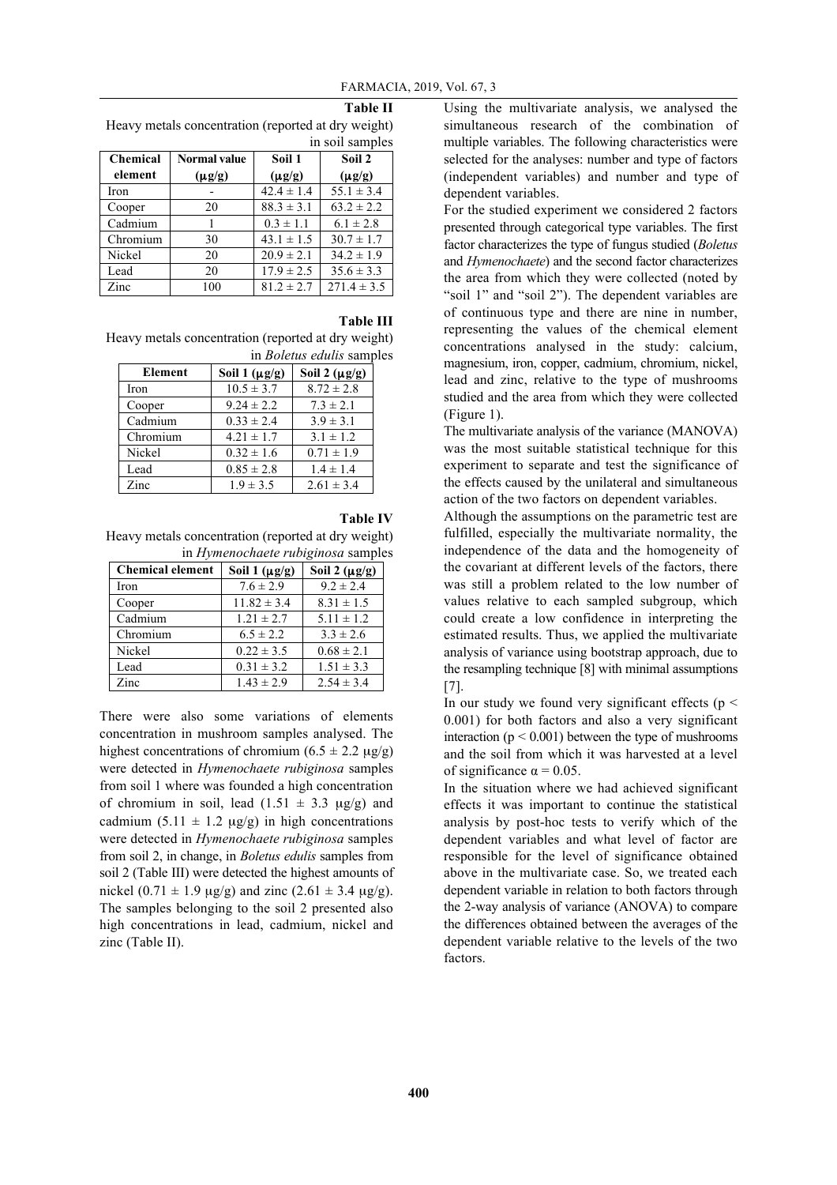**Table II**

Heavy metals concentration (reported at dry weight) in soil samples

| Chemical element | Normal value (μg/g) | Soil 1 (μg/g) | Soil 2 (μg/g) |
|---|---|---|---|
| Iron | - | 42.4 ± 1.4 | 55.1 ± 3.4 |
| Cooper | 20 | 88.3 ± 3.1 | 63.2 ± 2.2 |
| Cadmium | 1 | 0.3 ± 1.1 | 6.1 ± 2.8 |
| Chromium | 30 | 43.1 ± 1.5 | 30.7 ± 1.7 |
| Nickel | 20 | 20.9 ± 2.1 | 34.2 ± 1.9 |
| Lead | 20 | 17.9 ± 2.5 | 35.6 ± 3.3 |
| Zinc | 100 | 81.2 ± 2.7 | 271.4 ± 3.5 |

**Table III**

Heavy metals concentration (reported at dry weight) in *Boletus edulis* samples

| Element | Soil 1 (μg/g) | Soil 2 (μg/g) |
|---|---|---|
| Iron | 10.5 ± 3.7 | 8.72 ± 2.8 |
| Cooper | 9.24 ± 2.2 | 7.3 ± 2.1 |
| Cadmium | 0.33 ± 2.4 | 3.9 ± 3.1 |
| Chromium | 4.21 ± 1.7 | 3.1 ± 1.2 |
| Nickel | 0.32 ± 1.6 | 0.71 ± 1.9 |
| Lead | 0.85 ± 2.8 | 1.4 ± 1.4 |
| Zinc | 1.9 ± 3.5 | 2.61 ± 3.4 |

**Table IV**

Heavy metals concentration (reported at dry weight) in *Hymenochaete rubiginosa* samples

| Chemical element | Soil 1 (μg/g) | Soil 2 (μg/g) |
|---|---|---|
| Iron | 7.6 ± 2.9 | 9.2 ± 2.4 |
| Cooper | 11.82 ± 3.4 | 8.31 ± 1.5 |
| Cadmium | 1.21 ± 2.7 | 5.11 ± 1.2 |
| Chromium | 6.5 ± 2.2 | 3.3 ± 2.6 |
| Nickel | 0.22 ± 3.5 | 0.68 ± 2.1 |
| Lead | 0.31 ± 3.2 | 1.51 ± 3.3 |
| Zinc | 1.43 ± 2.9 | 2.54 ± 3.4 |

There were also some variations of elements concentration in mushroom samples analysed. The highest concentrations of chromium (6.5 ± 2.2 μg/g) were detected in *Hymenochaete rubiginosa* samples from soil 1 where was founded a high concentration of chromium in soil, lead (1.51 ± 3.3 μg/g) and cadmium (5.11 ± 1.2 μg/g) in high concentrations were detected in *Hymenochaete rubiginosa* samples from soil 2, in change, in *Boletus edulis* samples from soil 2 (Table III) were detected the highest amounts of nickel (0.71 ± 1.9 μg/g) and zinc (2.61 ± 3.4 μg/g). The samples belonging to the soil 2 presented also high concentrations in lead, cadmium, nickel and zinc (Table II).

Using the multivariate analysis, we analysed the simultaneous research of the combination of multiple variables. The following characteristics were selected for the analyses: number and type of factors (independent variables) and number and type of dependent variables.

For the studied experiment we considered 2 factors presented through categorical type variables. The first factor characterizes the type of fungus studied (*Boletus* and *Hymenochaete*) and the second factor characterizes the area from which they were collected (noted by "soil 1" and "soil 2"). The dependent variables are of continuous type and there are nine in number, representing the values of the chemical element concentrations analysed in the study: calcium, magnesium, iron, copper, cadmium, chromium, nickel, lead and zinc, relative to the type of mushrooms studied and the area from which they were collected (Figure 1).

The multivariate analysis of the variance (MANOVA) was the most suitable statistical technique for this experiment to separate and test the significance of the effects caused by the unilateral and simultaneous action of the two factors on dependent variables.

Although the assumptions on the parametric test are fulfilled, especially the multivariate normality, the independence of the data and the homogeneity of the covariant at different levels of the factors, there was still a problem related to the low number of values relative to each sampled subgroup, which could create a low confidence in interpreting the estimated results. Thus, we applied the multivariate analysis of variance using bootstrap approach, due to the resampling technique [8] with minimal assumptions [7].

In our study we found very significant effects ($p < 0.001$) for both factors and also a very significant interaction ($p < 0.001$) between the type of mushrooms and the soil from which it was harvested at a level of significance $\alpha = 0.05$.

In the situation where we had achieved significant effects it was important to continue the statistical analysis by post-hoc tests to verify which of the dependent variables and what level of factor are responsible for the level of significance obtained above in the multivariate case. So, we treated each dependent variable in relation to both factors through the 2-way analysis of variance (ANOVA) to compare the differences obtained between the averages of the dependent variable relative to the levels of the two factors.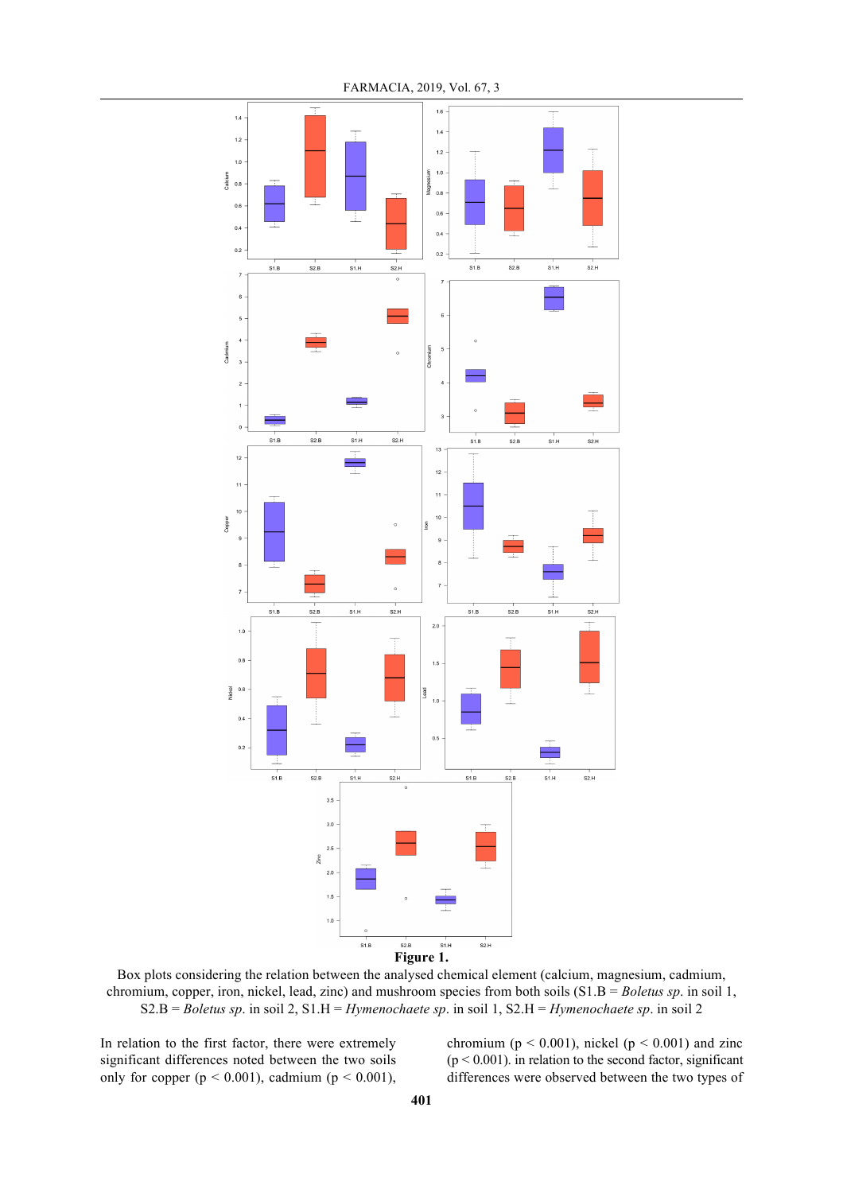**Figure 1.**

Box plots considering the relation between the analysed chemical element (calcium, magnesium, cadmium, chromium, copper, iron, nickel, lead, zinc) and mushroom species from both soils (S1.B = *Boletus sp.* in soil 1, S2.B = *Boletus sp.* in soil 2, S1.H = *Hymenochaete sp.* in soil 1, S2.H = *Hymenochaete sp.* in soil 2

In relation to the first factor, there were extremely significant differences noted between the two soils only for copper ($p < 0.001$), cadmium ($p < 0.001$), chromium ($p < 0.001$), nickel ($p < 0.001$) and zinc ($p < 0.001$). in relation to the second factor, significant differences were observed between the two types of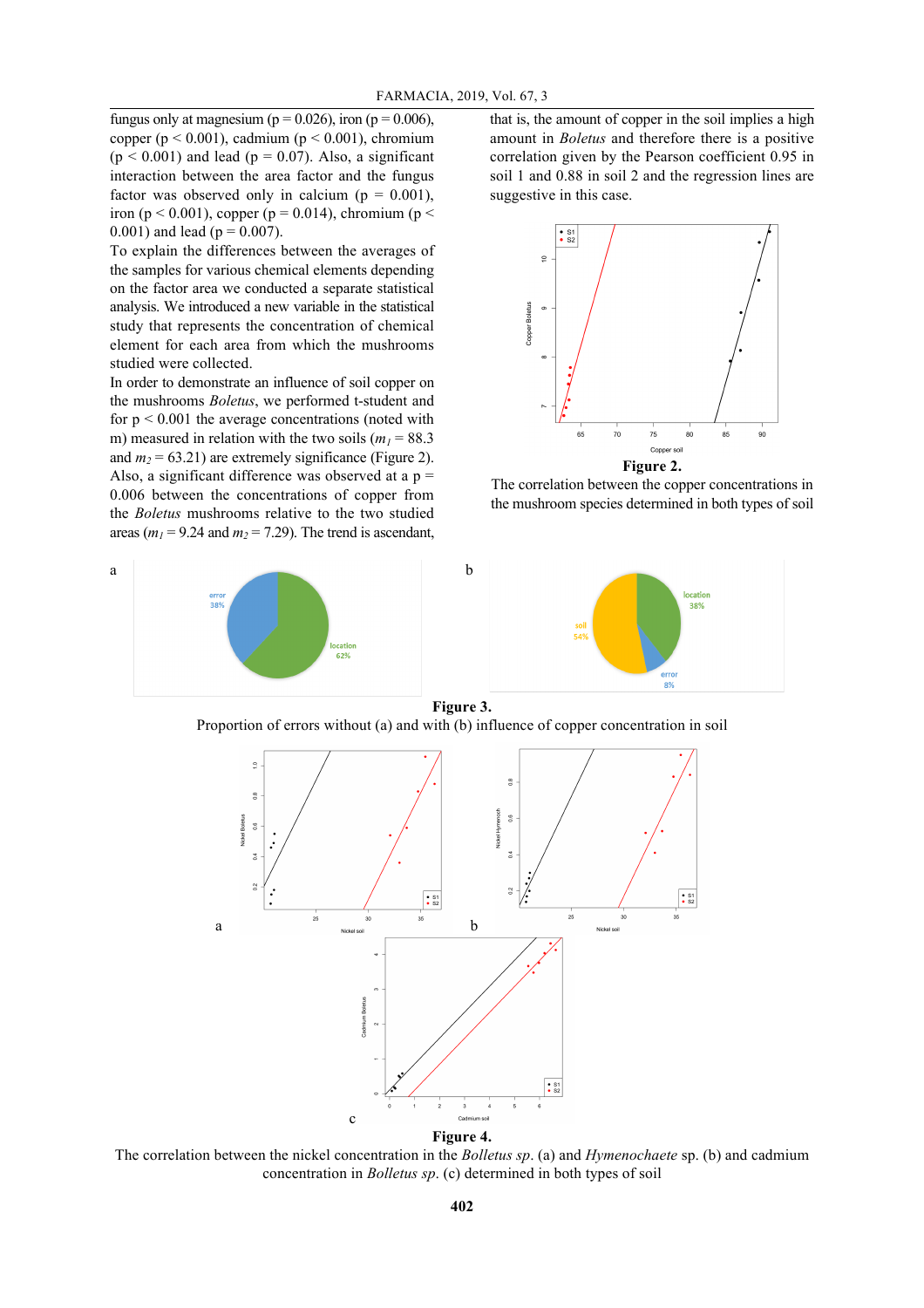fungus only at magnesium ($p = 0.026$), iron ($p = 0.006$), copper ($p < 0.001$), cadmium ($p < 0.001$), chromium ($p < 0.001$) and lead ($p = 0.07$). Also, a significant interaction between the area factor and the fungus factor was observed only in calcium ($p = 0.001$), iron ($p < 0.001$), copper ($p = 0.014$), chromium ($p < 0.001$) and lead ($p = 0.007$).

To explain the differences between the averages of the samples for various chemical elements depending on the factor area we conducted a separate statistical analysis. We introduced a new variable in the statistical study that represents the concentration of chemical element for each area from which the mushrooms studied were collected.

In order to demonstrate an influence of soil copper on the mushrooms *Boletus*, we performed t-student and for $p < 0.001$ the average concentrations (noted with m) measured in relation with the two soils ($m_1 = 88.3$ and $m_2 = 63.21$) are extremely significance (Figure 2). Also, a significant difference was observed at a $p = 0.006$ between the concentrations of copper from the *Boletus* mushrooms relative to the two studied areas ($m_1 = 9.24$ and $m_2 = 7.29$). The trend is ascendant, that is, the amount of copper in the soil implies a high amount in *Boletus* and therefore there is a positive correlation given by the Pearson coefficient 0.95 in soil 1 and 0.88 in soil 2 and the regression lines are suggestive in this case.

**Figure 2.**
The correlation between the copper concentrations in the mushroom species determined in both types of soil

**Figure 3.**
Proportion of errors without (a) and with (b) influence of copper concentration in soil

**Figure 4.**
The correlation between the nickel concentration in the *Bolletus sp.* (a) and *Hymenochaete* sp. (b) and cadmium concentration in *Bolletus sp.* (c) determined in both types of soil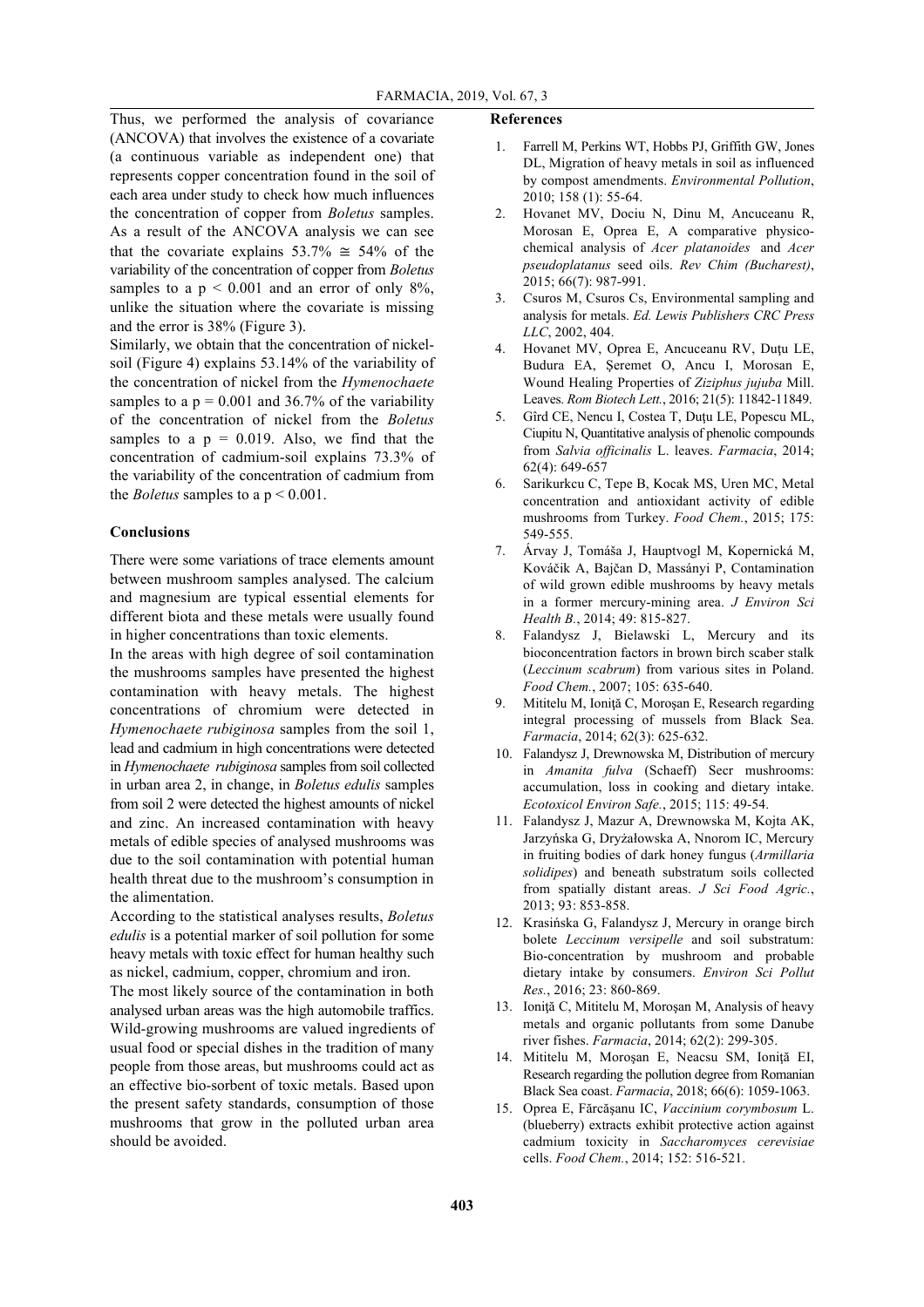Thus, we performed the analysis of covariance (ANCOVA) that involves the existence of a covariate (a continuous variable as independent one) that represents copper concentration found in the soil of each area under study to check how much influences the concentration of copper from *Boletus* samples. As a result of the ANCOVA analysis we can see that the covariate explains 53.7% ≅ 54% of the variability of the concentration of copper from *Boletus* samples to a $p < 0.001$ and an error of only 8%, unlike the situation where the covariate is missing and the error is 38% (Figure 3).

Similarly, we obtain that the concentration of nickel-soil (Figure 4) explains 53.14% of the variability of the concentration of nickel from the *Hymenochaete* samples to a $p = 0.001$ and 36.7% of the variability of the concentration of nickel from the *Boletus* samples to a $p = 0.019$. Also, we find that the concentration of cadmium-soil explains 73.3% of the variability of the concentration of cadmium from the *Boletus* samples to a $p < 0.001$.

## Conclusions

There were some variations of trace elements amount between mushroom samples analysed. The calcium and magnesium are typical essential elements for different biota and these metals were usually found in higher concentrations than toxic elements.

In the areas with high degree of soil contamination the mushrooms samples have presented the highest contamination with heavy metals. The highest concentrations of chromium were detected in *Hymenochaete rubiginosa* samples from the soil 1, lead and cadmium in high concentrations were detected in *Hymenochaete rubiginosa* samples from soil collected in urban area 2, in change, in *Boletus edulis* samples from soil 2 were detected the highest amounts of nickel and zinc. An increased contamination with heavy metals of edible species of analysed mushrooms was due to the soil contamination with potential human health threat due to the mushroom's consumption in the alimentation.

According to the statistical analyses results, *Boletus edulis* is a potential marker of soil pollution for some heavy metals with toxic effect for human healthy such as nickel, cadmium, copper, chromium and iron.

The most likely source of the contamination in both analysed urban areas was the high automobile traffics. Wild-growing mushrooms are valued ingredients of usual food or special dishes in the tradition of many people from those areas, but mushrooms could act as an effective bio-sorbent of toxic metals. Based upon the present safety standards, consumption of those mushrooms that grow in the polluted urban area should be avoided.

## References

1. Farrell M, Perkins WT, Hobbs PJ, Griffith GW, Jones DL, Migration of heavy metals in soil as influenced by compost amendments. *Environmental Pollution*, 2010; 158 (1): 55-64.
2. Hovanet MV, Dociu N, Dinu M, Ancuceanu R, Morosan E, Oprea E, A comparative physico-chemical analysis of *Acer platanoides* and *Acer pseudoplatanus* seed oils. *Rev Chim (Bucharest)*, 2015; 66(7): 987-991.
3. Csuros M, Csuros Cs, Environmental sampling and analysis for metals. *Ed. Lewis Publishers CRC Press LLC*, 2002, 404.
4. Hovanet MV, Oprea E, Ancuceanu RV, Duţu LE, Budura EA, Şeremet O, Ancu I, Morosan E, Wound Healing Properties of *Ziziphus jujuba* Mill. Leaves. *Rom Biotech Lett.*, 2016; 21(5): 11842-11849.
5. Gîrd CE, Nencu I, Costea T, Duţu LE, Popescu ML, Ciupitu N, Quantitative analysis of phenolic compounds from *Salvia officinalis* L. leaves. *Farmacia*, 2014; 62(4): 649-657
6. Sarikurkcu C, Tepe B, Kocak MS, Uren MC, Metal concentration and antioxidant activity of edible mushrooms from Turkey. *Food Chem.*, 2015; 175: 549-555.
7. Árvay J, Tomáša J, Hauptvogl M, Kopernická M, Kováčik A, Bajčan D, Massányi P, Contamination of wild grown edible mushrooms by heavy metals in a former mercury-mining area. *J Environ Sci Health B.*, 2014; 49: 815-827.
8. Falandysz J, Bielawski L, Mercury and its bioconcentration factors in brown birch scaber stalk (*Leccinum scabrum*) from various sites in Poland. *Food Chem.*, 2007; 105: 635-640.
9. Mititelu M, Ioniţă C, Moroşan E, Research regarding integral processing of mussels from Black Sea. *Farmacia*, 2014; 62(3): 625-632.
10. Falandysz J, Drewnowska M, Distribution of mercury in *Amanita fulva* (Schaeff) Secr mushrooms: accumulation, loss in cooking and dietary intake. *Ecotoxicol Environ Safe.*, 2015; 115: 49-54.
11. Falandysz J, Mazur A, Drewnowska M, Kojta AK, Jarzyńska G, Dryżałowska A, Nnorom IC, Mercury in fruiting bodies of dark honey fungus (*Armillaria solidipes*) and beneath substratum soils collected from spatially distant areas. *J Sci Food Agric.*, 2013; 93: 853-858.
12. Krasińska G, Falandysz J, Mercury in orange birch bolete *Leccinum versipelle* and soil substratum: Bio-concentration by mushroom and probable dietary intake by consumers. *Environ Sci Pollut Res.*, 2016; 23: 860-869.
13. Ioniţă C, Mititelu M, Moroşan M, Analysis of heavy metals and organic pollutants from some Danube river fishes. *Farmacia*, 2014; 62(2): 299-305.
14. Mititelu M, Moroşan E, Neacsu SM, Ioniţă EI, Research regarding the pollution degree from Romanian Black Sea coast. *Farmacia*, 2018; 66(6): 1059-1063.
15. Oprea E, Fărcăşanu IC, *Vaccinium corymbosum* L. (blueberry) extracts exhibit protective action against cadmium toxicity in *Saccharomyces cerevisiae* cells. *Food Chem.*, 2014; 152: 516-521.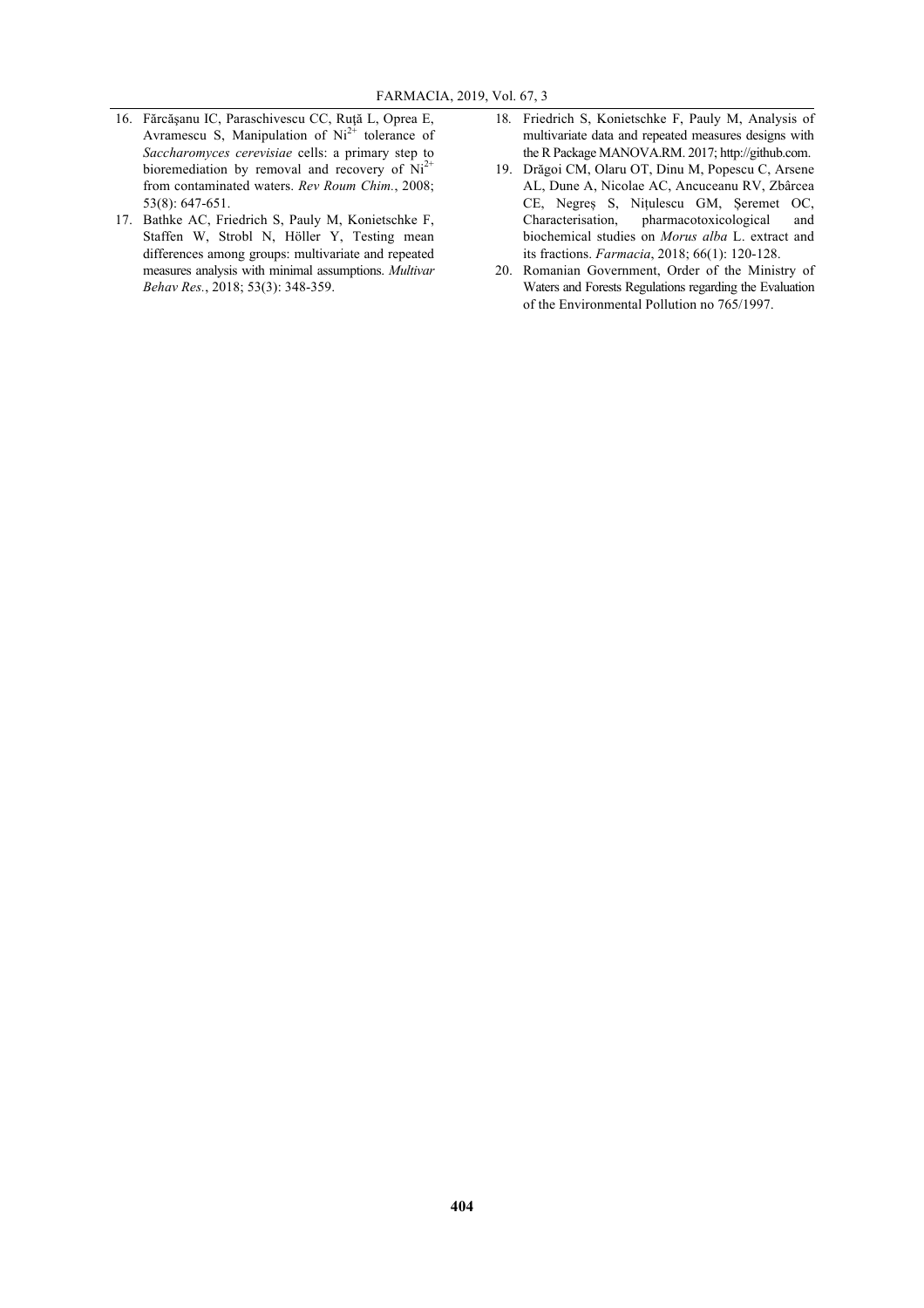16. Fărcăşanu IC, Paraschivescu CC, Ruţă L, Oprea E, Avramescu S, Manipulation of $Ni^{2+}$ tolerance of *Saccharomyces cerevisiae* cells: a primary step to bioremediation by removal and recovery of $Ni^{2+}$ from contaminated waters. *Rev Roum Chim.*, 2008; 53(8): 647-651.
17. Bathke AC, Friedrich S, Pauly M, Konietschke F, Staffen W, Strobl N, Höller Y, Testing mean differences among groups: multivariate and repeated measures analysis with minimal assumptions. *Multivar Behav Res.*, 2018; 53(3): 348-359.
18. Friedrich S, Konietschke F, Pauly M, Analysis of multivariate data and repeated measures designs with the R Package MANOVA.RM. 2017; http://github.com.
19. Drăgoi CM, Olaru OT, Dinu M, Popescu C, Arsene AL, Dune A, Nicolae AC, Ancuceanu RV, Zbârcea CE, Negreş S, Niţulescu GM, Şeremet OC, Characterisation, pharmacotoxicological and biochemical studies on *Morus alba* L. extract and its fractions. *Farmacia*, 2018; 66(1): 120-128.
20. Romanian Government, Order of the Ministry of Waters and Forests Regulations regarding the Evaluation of the Environmental Pollution no 765/1997.